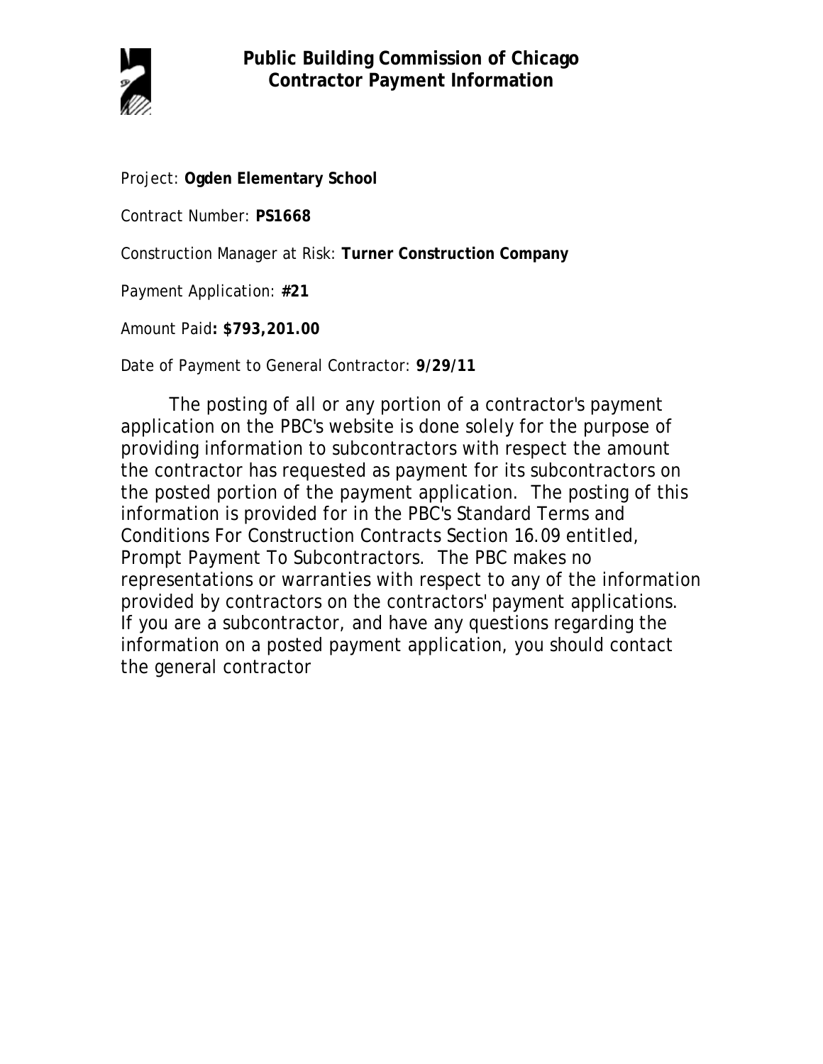# Public Building Commission of Chicago
## Contractor Payment Information

Project: **Ogden Elementary School**

Contract Number: **PS1668**

Construction Manager at Risk: **Turner Construction Company**

Payment Application: **#21**

Amount Paid**: $793,201.00**

Date of Payment to General Contractor: **9/29/11**

The posting of all or any portion of a contractor's payment application on the PBC's website is done solely for the purpose of providing information to subcontractors with respect the amount the contractor has requested as payment for its subcontractors on the posted portion of the payment application. The posting of this information is provided for in the PBC's Standard Terms and Conditions For Construction Contracts Section 16.09 entitled, Prompt Payment To Subcontractors. The PBC makes no representations or warranties with respect to any of the information provided by contractors on the contractors' payment applications. If you are a subcontractor, and have any questions regarding the information on a posted payment application, you should contact the general contractor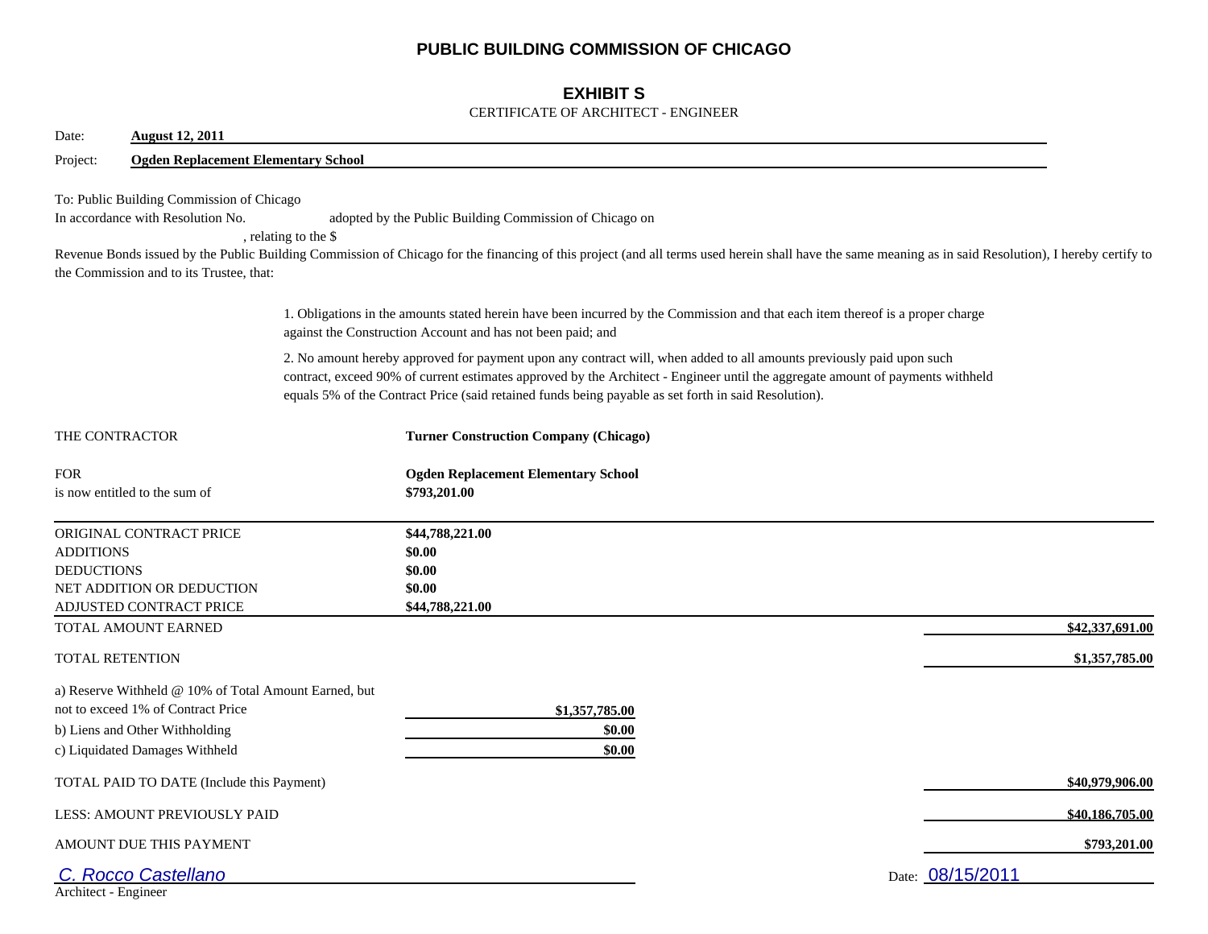# PUBLIC BUILDING COMMISSION OF CHICAGO

## EXHIBIT S

CERTIFICATE OF ARCHITECT - ENGINEER

Date: **August 12, 2011**

Project: **Ogden Replacement Elementary School**

To: Public Building Commission of Chicago

In accordance with Resolution No. adopted by the Public Building Commission of Chicago on , relating to the $ Revenue Bonds issued by the Public Building Commission of Chicago for the financing of this project (and all terms used herein shall have the same meaning as in said Resolution), I hereby certify to the Commission and to its Trustee, that:

1. Obligations in the amounts stated herein have been incurred by the Commission and that each item thereof is a proper charge against the Construction Account and has not been paid; and

2. No amount hereby approved for payment upon any contract will, when added to all amounts previously paid upon such contract, exceed 90% of current estimates approved by the Architect - Engineer until the aggregate amount of payments withheld equals 5% of the Contract Price (said retained funds being payable as set forth in said Resolution).

THE CONTRACTOR **Turner Construction Company (Chicago)**

FOR **Ogden Replacement Elementary School**

is now entitled to the sum of **$793,201.00**

| | | |
|---|---|---|
| ORIGINAL CONTRACT PRICE | **$44,788,221.00** | |
| ADDITIONS | **$0.00** | |
| DEDUCTIONS | **$0.00** | |
| NET ADDITION OR DEDUCTION | **$0.00** | |
| ADJUSTED CONTRACT PRICE | **$44,788,221.00** | |
| TOTAL AMOUNT EARNED | | **$42,337,691.00** |
| TOTAL RETENTION | | **$1,357,785.00** |
| a) Reserve Withheld @ 10% of Total Amount Earned, but not to exceed 1% of Contract Price | **$1,357,785.00** | |
| b) Liens and Other Withholding | **$0.00** | |
| c) Liquidated Damages Withheld | **$0.00** | |
| TOTAL PAID TO DATE (Include this Payment) | | **$40,979,906.00** |
| LESS: AMOUNT PREVIOUSLY PAID | | **$40,186,705.00** |
| AMOUNT DUE THIS PAYMENT | | **$793,201.00** |

*C. Rocco Castellano*

Architect - Engineer

Date: 08/15/2011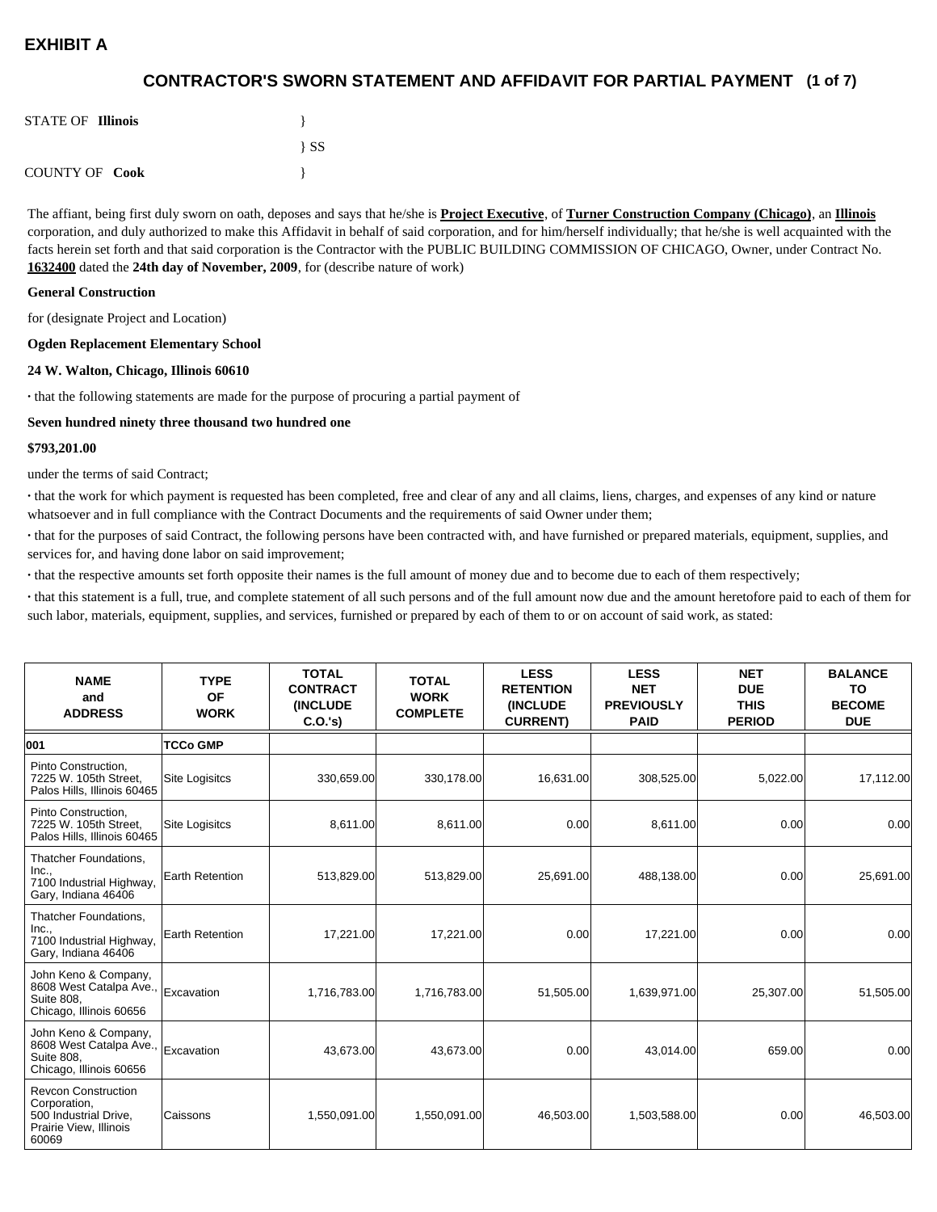# EXHIBIT A

## CONTRACTOR'S SWORN STATEMENT AND AFFIDAVIT FOR PARTIAL PAYMENT (1 of 7)

STATE OF **Illinois** }

} SS

COUNTY OF **Cook** }

The affiant, being first duly sworn on oath, deposes and says that he/she is **Project Executive**, of **Turner Construction Company (Chicago)**, an **Illinois** corporation, and duly authorized to make this Affidavit in behalf of said corporation, and for him/herself individually; that he/she is well acquainted with the facts herein set forth and that said corporation is the Contractor with the PUBLIC BUILDING COMMISSION OF CHICAGO, Owner, under Contract No. **1632400** dated the **24th day of November, 2009**, for (describe nature of work)

**General Construction**

for (designate Project and Location)

**Ogden Replacement Elementary School**

**24 W. Walton, Chicago, Illinois 60610**

· that the following statements are made for the purpose of procuring a partial payment of

**Seven hundred ninety three thousand two hundred one**

**$793,201.00**

under the terms of said Contract;

· that the work for which payment is requested has been completed, free and clear of any and all claims, liens, charges, and expenses of any kind or nature whatsoever and in full compliance with the Contract Documents and the requirements of said Owner under them;

· that for the purposes of said Contract, the following persons have been contracted with, and have furnished or prepared materials, equipment, supplies, and services for, and having done labor on said improvement;

· that the respective amounts set forth opposite their names is the full amount of money due and to become due to each of them respectively;

· that this statement is a full, true, and complete statement of all such persons and of the full amount now due and the amount heretofore paid to each of them for such labor, materials, equipment, supplies, and services, furnished or prepared by each of them to or on account of said work, as stated:

| NAME and ADDRESS | TYPE OF WORK | TOTAL CONTRACT (INCLUDE C.O.'s) | TOTAL WORK COMPLETE | LESS RETENTION (INCLUDE CURRENT) | LESS NET PREVIOUSLY PAID | NET DUE THIS PERIOD | BALANCE TO BECOME DUE |
|---|---|---|---|---|---|---|---|
| **001** | **TCCo GMP** | | | | | | |
| Pinto Construction, 7225 W. 105th Street, Palos Hills, Illinois 60465 | Site Logisitcs | 330,659.00 | 330,178.00 | 16,631.00 | 308,525.00 | 5,022.00 | 17,112.00 |
| Pinto Construction, 7225 W. 105th Street, Palos Hills, Illinois 60465 | Site Logisitcs | 8,611.00 | 8,611.00 | 0.00 | 8,611.00 | 0.00 | 0.00 |
| Thatcher Foundations, Inc., 7100 Industrial Highway, Gary, Indiana 46406 | Earth Retention | 513,829.00 | 513,829.00 | 25,691.00 | 488,138.00 | 0.00 | 25,691.00 |
| Thatcher Foundations, Inc., 7100 Industrial Highway, Gary, Indiana 46406 | Earth Retention | 17,221.00 | 17,221.00 | 0.00 | 17,221.00 | 0.00 | 0.00 |
| John Keno & Company, 8608 West Catalpa Ave., Suite 808, Chicago, Illinois 60656 | Excavation | 1,716,783.00 | 1,716,783.00 | 51,505.00 | 1,639,971.00 | 25,307.00 | 51,505.00 |
| John Keno & Company, 8608 West Catalpa Ave., Suite 808, Chicago, Illinois 60656 | Excavation | 43,673.00 | 43,673.00 | 0.00 | 43,014.00 | 659.00 | 0.00 |
| Revcon Construction Corporation, 500 Industrial Drive, Prairie View, Illinois 60069 | Caissons | 1,550,091.00 | 1,550,091.00 | 46,503.00 | 1,503,588.00 | 0.00 | 46,503.00 |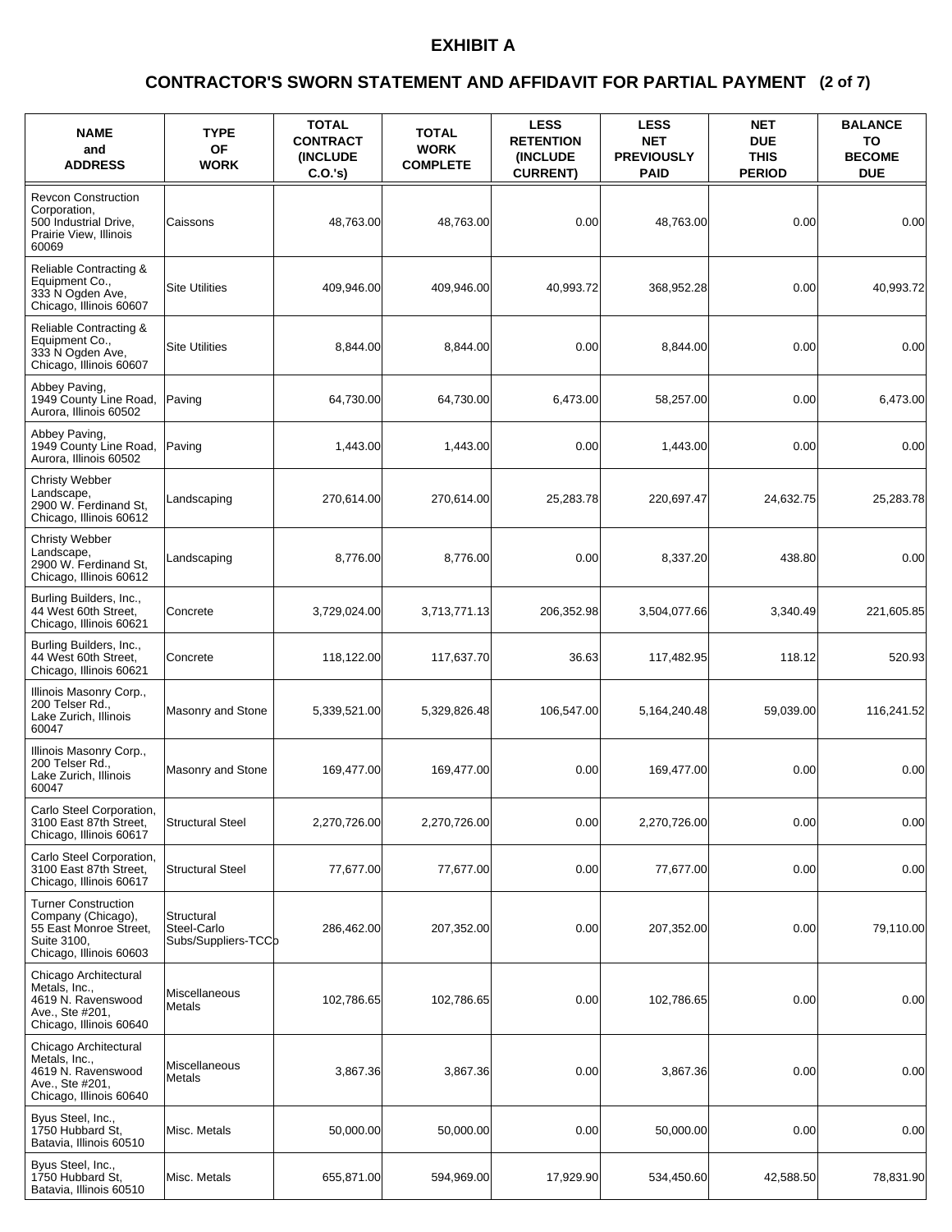# EXHIBIT A

## CONTRACTOR'S SWORN STATEMENT AND AFFIDAVIT FOR PARTIAL PAYMENT (2 of 7)

| NAME and ADDRESS | TYPE OF WORK | TOTAL CONTRACT (INCLUDE C.O.'s) | TOTAL WORK COMPLETE | LESS RETENTION (INCLUDE CURRENT) | LESS NET PREVIOUSLY PAID | NET DUE THIS PERIOD | BALANCE TO BECOME DUE |
|---|---|---|---|---|---|---|---|
| Revcon Construction Corporation, 500 Industrial Drive, Prairie View, Illinois 60069 | Caissons | 48,763.00 | 48,763.00 | 0.00 | 48,763.00 | 0.00 | 0.00 |
| Reliable Contracting & Equipment Co., 333 N Ogden Ave, Chicago, Illinois 60607 | Site Utilities | 409,946.00 | 409,946.00 | 40,993.72 | 368,952.28 | 0.00 | 40,993.72 |
| Reliable Contracting & Equipment Co., 333 N Ogden Ave, Chicago, Illinois 60607 | Site Utilities | 8,844.00 | 8,844.00 | 0.00 | 8,844.00 | 0.00 | 0.00 |
| Abbey Paving, 1949 County Line Road, Aurora, Illinois 60502 | Paving | 64,730.00 | 64,730.00 | 6,473.00 | 58,257.00 | 0.00 | 6,473.00 |
| Abbey Paving, 1949 County Line Road, Aurora, Illinois 60502 | Paving | 1,443.00 | 1,443.00 | 0.00 | 1,443.00 | 0.00 | 0.00 |
| Christy Webber Landscape, 2900 W. Ferdinand St, Chicago, Illinois 60612 | Landscaping | 270,614.00 | 270,614.00 | 25,283.78 | 220,697.47 | 24,632.75 | 25,283.78 |
| Christy Webber Landscape, 2900 W. Ferdinand St, Chicago, Illinois 60612 | Landscaping | 8,776.00 | 8,776.00 | 0.00 | 8,337.20 | 438.80 | 0.00 |
| Burling Builders, Inc., 44 West 60th Street, Chicago, Illinois 60621 | Concrete | 3,729,024.00 | 3,713,771.13 | 206,352.98 | 3,504,077.66 | 3,340.49 | 221,605.85 |
| Burling Builders, Inc., 44 West 60th Street, Chicago, Illinois 60621 | Concrete | 118,122.00 | 117,637.70 | 36.63 | 117,482.95 | 118.12 | 520.93 |
| Illinois Masonry Corp., 200 Telser Rd., Lake Zurich, Illinois 60047 | Masonry and Stone | 5,339,521.00 | 5,329,826.48 | 106,547.00 | 5,164,240.48 | 59,039.00 | 116,241.52 |
| Illinois Masonry Corp., 200 Telser Rd., Lake Zurich, Illinois 60047 | Masonry and Stone | 169,477.00 | 169,477.00 | 0.00 | 169,477.00 | 0.00 | 0.00 |
| Carlo Steel Corporation, 3100 East 87th Street, Chicago, Illinois 60617 | Structural Steel | 2,270,726.00 | 2,270,726.00 | 0.00 | 2,270,726.00 | 0.00 | 0.00 |
| Carlo Steel Corporation, 3100 East 87th Street, Chicago, Illinois 60617 | Structural Steel | 77,677.00 | 77,677.00 | 0.00 | 77,677.00 | 0.00 | 0.00 |
| Turner Construction Company (Chicago), 55 East Monroe Street, Suite 3100, Chicago, Illinois 60603 | Structural Steel-Carlo Subs/Suppliers-TCCo | 286,462.00 | 207,352.00 | 0.00 | 207,352.00 | 0.00 | 79,110.00 |
| Chicago Architectural Metals, Inc., 4619 N. Ravenswood Ave., Ste #201, Chicago, Illinois 60640 | Miscellaneous Metals | 102,786.65 | 102,786.65 | 0.00 | 102,786.65 | 0.00 | 0.00 |
| Chicago Architectural Metals, Inc., 4619 N. Ravenswood Ave., Ste #201, Chicago, Illinois 60640 | Miscellaneous Metals | 3,867.36 | 3,867.36 | 0.00 | 3,867.36 | 0.00 | 0.00 |
| Byus Steel, Inc., 1750 Hubbard St, Batavia, Illinois 60510 | Misc. Metals | 50,000.00 | 50,000.00 | 0.00 | 50,000.00 | 0.00 | 0.00 |
| Byus Steel, Inc., 1750 Hubbard St, Batavia, Illinois 60510 | Misc. Metals | 655,871.00 | 594,969.00 | 17,929.90 | 534,450.60 | 42,588.50 | 78,831.90 |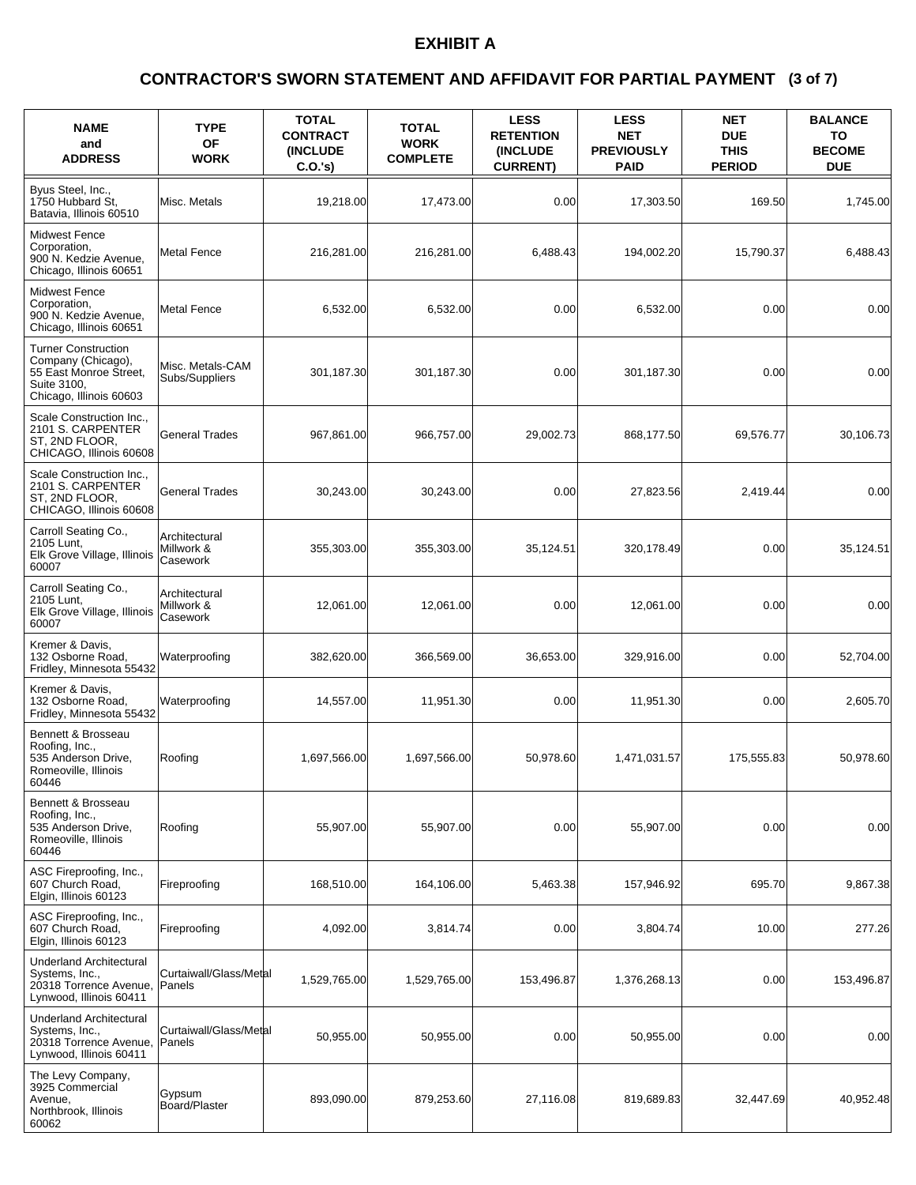# EXHIBIT A

## CONTRACTOR'S SWORN STATEMENT AND AFFIDAVIT FOR PARTIAL PAYMENT (3 of 7)

| NAME and ADDRESS | TYPE OF WORK | TOTAL CONTRACT (INCLUDE C.O.'s) | TOTAL WORK COMPLETE | LESS RETENTION (INCLUDE CURRENT) | LESS NET PREVIOUSLY PAID | NET DUE THIS PERIOD | BALANCE TO BECOME DUE |
|---|---|---|---|---|---|---|---|
| Byus Steel, Inc., 1750 Hubbard St, Batavia, Illinois 60510 | Misc. Metals | 19,218.00 | 17,473.00 | 0.00 | 17,303.50 | 169.50 | 1,745.00 |
| Midwest Fence Corporation, 900 N. Kedzie Avenue, Chicago, Illinois 60651 | Metal Fence | 216,281.00 | 216,281.00 | 6,488.43 | 194,002.20 | 15,790.37 | 6,488.43 |
| Midwest Fence Corporation, 900 N. Kedzie Avenue, Chicago, Illinois 60651 | Metal Fence | 6,532.00 | 6,532.00 | 0.00 | 6,532.00 | 0.00 | 0.00 |
| Turner Construction Company (Chicago), 55 East Monroe Street, Suite 3100, Chicago, Illinois 60603 | Misc. Metals-CAM Subs/Suppliers | 301,187.30 | 301,187.30 | 0.00 | 301,187.30 | 0.00 | 0.00 |
| Scale Construction Inc., 2101 S. CARPENTER ST, 2ND FLOOR, CHICAGO, Illinois 60608 | General Trades | 967,861.00 | 966,757.00 | 29,002.73 | 868,177.50 | 69,576.77 | 30,106.73 |
| Scale Construction Inc., 2101 S. CARPENTER ST, 2ND FLOOR, CHICAGO, Illinois 60608 | General Trades | 30,243.00 | 30,243.00 | 0.00 | 27,823.56 | 2,419.44 | 0.00 |
| Carroll Seating Co., 2105 Lunt, Elk Grove Village, Illinois 60007 | Architectural Millwork & Casework | 355,303.00 | 355,303.00 | 35,124.51 | 320,178.49 | 0.00 | 35,124.51 |
| Carroll Seating Co., 2105 Lunt, Elk Grove Village, Illinois 60007 | Architectural Millwork & Casework | 12,061.00 | 12,061.00 | 0.00 | 12,061.00 | 0.00 | 0.00 |
| Kremer & Davis, 132 Osborne Road, Fridley, Minnesota 55432 | Waterproofing | 382,620.00 | 366,569.00 | 36,653.00 | 329,916.00 | 0.00 | 52,704.00 |
| Kremer & Davis, 132 Osborne Road, Fridley, Minnesota 55432 | Waterproofing | 14,557.00 | 11,951.30 | 0.00 | 11,951.30 | 0.00 | 2,605.70 |
| Bennett & Brosseau Roofing, Inc., 535 Anderson Drive, Romeoville, Illinois 60446 | Roofing | 1,697,566.00 | 1,697,566.00 | 50,978.60 | 1,471,031.57 | 175,555.83 | 50,978.60 |
| Bennett & Brosseau Roofing, Inc., 535 Anderson Drive, Romeoville, Illinois 60446 | Roofing | 55,907.00 | 55,907.00 | 0.00 | 55,907.00 | 0.00 | 0.00 |
| ASC Fireproofing, Inc., 607 Church Road, Elgin, Illinois 60123 | Fireproofing | 168,510.00 | 164,106.00 | 5,463.38 | 157,946.92 | 695.70 | 9,867.38 |
| ASC Fireproofing, Inc., 607 Church Road, Elgin, Illinois 60123 | Fireproofing | 4,092.00 | 3,814.74 | 0.00 | 3,804.74 | 10.00 | 277.26 |
| Underland Architectural Systems, Inc., 20318 Torrence Avenue, Lynwood, Illinois 60411 | Curtaiwall/Glass/Metal Panels | 1,529,765.00 | 1,529,765.00 | 153,496.87 | 1,376,268.13 | 0.00 | 153,496.87 |
| Underland Architectural Systems, Inc., 20318 Torrence Avenue, Lynwood, Illinois 60411 | Curtaiwall/Glass/Metal Panels | 50,955.00 | 50,955.00 | 0.00 | 50,955.00 | 0.00 | 0.00 |
| The Levy Company, 3925 Commercial Avenue, Northbrook, Illinois 60062 | Gypsum Board/Plaster | 893,090.00 | 879,253.60 | 27,116.08 | 819,689.83 | 32,447.69 | 40,952.48 |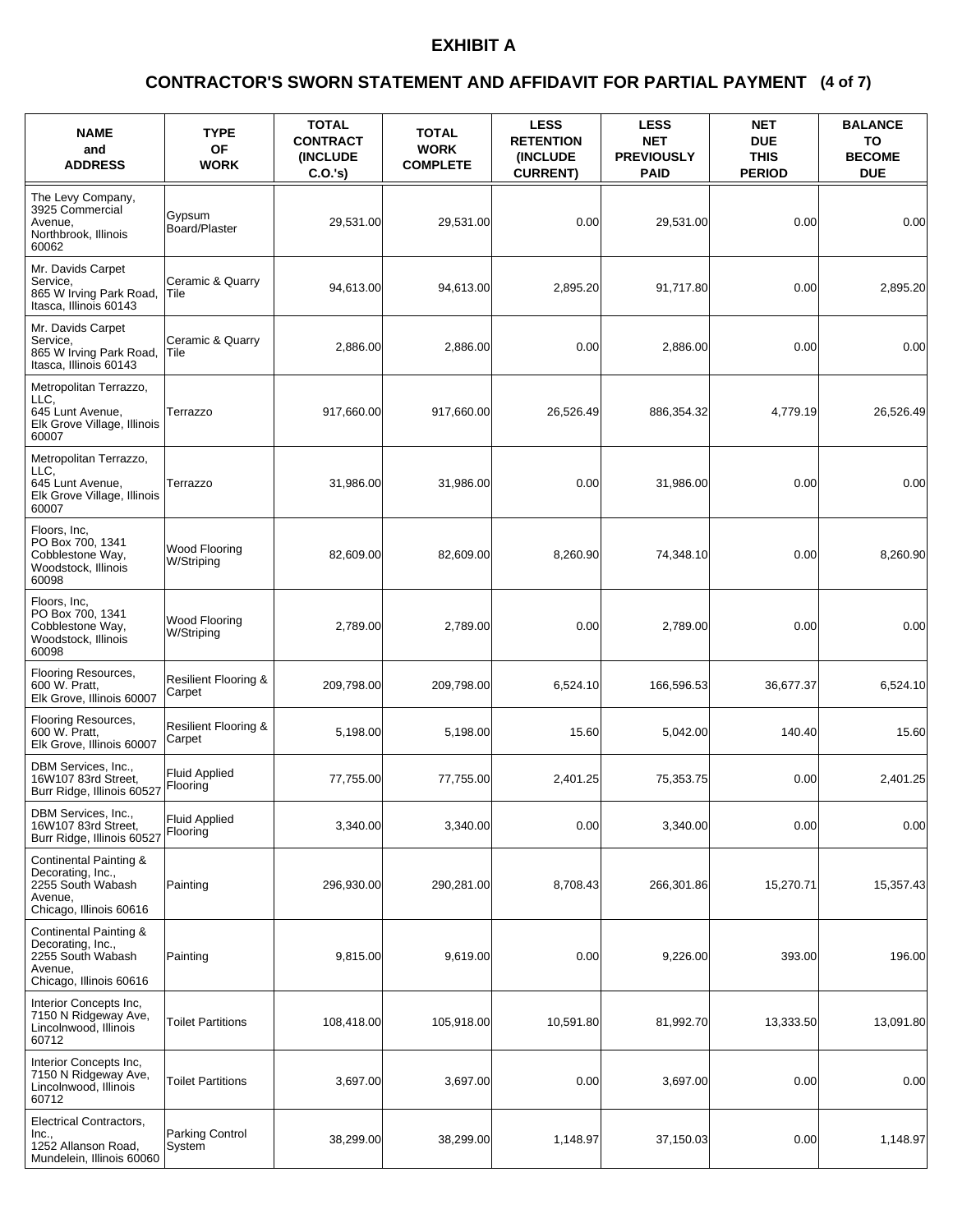# EXHIBIT A

## CONTRACTOR'S SWORN STATEMENT AND AFFIDAVIT FOR PARTIAL PAYMENT (4 of 7)

| NAME and ADDRESS | TYPE OF WORK | TOTAL CONTRACT (INCLUDE C.O.'s) | TOTAL WORK COMPLETE | LESS RETENTION (INCLUDE CURRENT) | LESS NET PREVIOUSLY PAID | NET DUE THIS PERIOD | BALANCE TO BECOME DUE |
|---|---|---|---|---|---|---|---|
| The Levy Company, 3925 Commercial Avenue, Northbrook, Illinois 60062 | Gypsum Board/Plaster | 29,531.00 | 29,531.00 | 0.00 | 29,531.00 | 0.00 | 0.00 |
| Mr. Davids Carpet Service, 865 W Irving Park Road, Itasca, Illinois 60143 | Ceramic & Quarry Tile | 94,613.00 | 94,613.00 | 2,895.20 | 91,717.80 | 0.00 | 2,895.20 |
| Mr. Davids Carpet Service, 865 W Irving Park Road, Itasca, Illinois 60143 | Ceramic & Quarry Tile | 2,886.00 | 2,886.00 | 0.00 | 2,886.00 | 0.00 | 0.00 |
| Metropolitan Terrazzo, LLC, 645 Lunt Avenue, Elk Grove Village, Illinois 60007 | Terrazzo | 917,660.00 | 917,660.00 | 26,526.49 | 886,354.32 | 4,779.19 | 26,526.49 |
| Metropolitan Terrazzo, LLC, 645 Lunt Avenue, Elk Grove Village, Illinois 60007 | Terrazzo | 31,986.00 | 31,986.00 | 0.00 | 31,986.00 | 0.00 | 0.00 |
| Floors, Inc, PO Box 700, 1341 Cobblestone Way, Woodstock, Illinois 60098 | Wood Flooring W/Striping | 82,609.00 | 82,609.00 | 8,260.90 | 74,348.10 | 0.00 | 8,260.90 |
| Floors, Inc, PO Box 700, 1341 Cobblestone Way, Woodstock, Illinois 60098 | Wood Flooring W/Striping | 2,789.00 | 2,789.00 | 0.00 | 2,789.00 | 0.00 | 0.00 |
| Flooring Resources, 600 W. Pratt, Elk Grove, Illinois 60007 | Resilient Flooring & Carpet | 209,798.00 | 209,798.00 | 6,524.10 | 166,596.53 | 36,677.37 | 6,524.10 |
| Flooring Resources, 600 W. Pratt, Elk Grove, Illinois 60007 | Resilient Flooring & Carpet | 5,198.00 | 5,198.00 | 15.60 | 5,042.00 | 140.40 | 15.60 |
| DBM Services, Inc., 16W107 83rd Street, Burr Ridge, Illinois 60527 | Fluid Applied Flooring | 77,755.00 | 77,755.00 | 2,401.25 | 75,353.75 | 0.00 | 2,401.25 |
| DBM Services, Inc., 16W107 83rd Street, Burr Ridge, Illinois 60527 | Fluid Applied Flooring | 3,340.00 | 3,340.00 | 0.00 | 3,340.00 | 0.00 | 0.00 |
| Continental Painting & Decorating, Inc., 2255 South Wabash Avenue, Chicago, Illinois 60616 | Painting | 296,930.00 | 290,281.00 | 8,708.43 | 266,301.86 | 15,270.71 | 15,357.43 |
| Continental Painting & Decorating, Inc., 2255 South Wabash Avenue, Chicago, Illinois 60616 | Painting | 9,815.00 | 9,619.00 | 0.00 | 9,226.00 | 393.00 | 196.00 |
| Interior Concepts Inc, 7150 N Ridgeway Ave, Lincolnwood, Illinois 60712 | Toilet Partitions | 108,418.00 | 105,918.00 | 10,591.80 | 81,992.70 | 13,333.50 | 13,091.80 |
| Interior Concepts Inc, 7150 N Ridgeway Ave, Lincolnwood, Illinois 60712 | Toilet Partitions | 3,697.00 | 3,697.00 | 0.00 | 3,697.00 | 0.00 | 0.00 |
| Electrical Contractors, Inc., 1252 Allanson Road, Mundelein, Illinois 60060 | Parking Control System | 38,299.00 | 38,299.00 | 1,148.97 | 37,150.03 | 0.00 | 1,148.97 |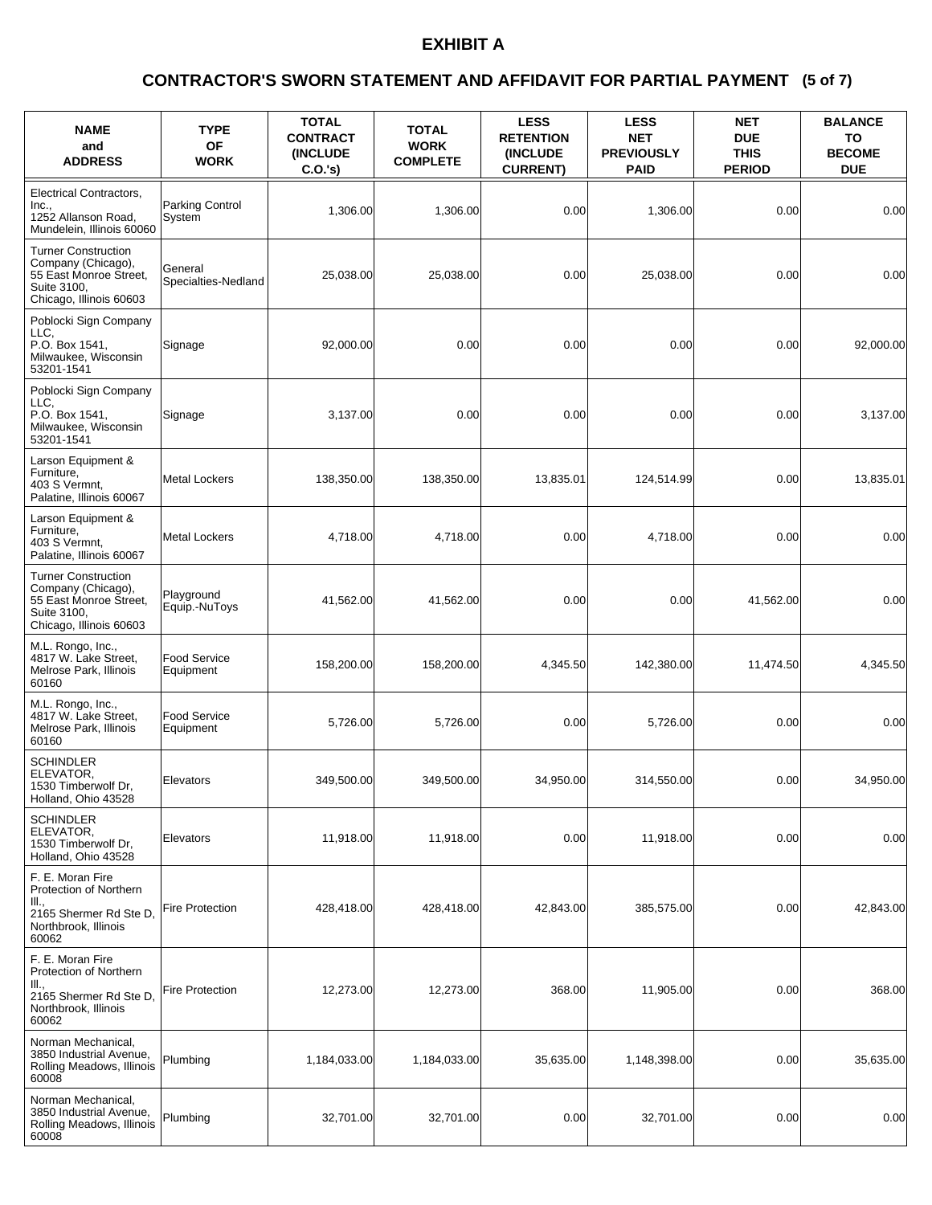# EXHIBIT A

## CONTRACTOR'S SWORN STATEMENT AND AFFIDAVIT FOR PARTIAL PAYMENT (5 of 7)

| NAME and ADDRESS | TYPE OF WORK | TOTAL CONTRACT (INCLUDE C.O.'s) | TOTAL WORK COMPLETE | LESS RETENTION (INCLUDE CURRENT) | LESS NET PREVIOUSLY PAID | NET DUE THIS PERIOD | BALANCE TO BECOME DUE |
|---|---|---|---|---|---|---|---|
| Electrical Contractors, Inc., 1252 Allanson Road, Mundelein, Illinois 60060 | Parking Control System | 1,306.00 | 1,306.00 | 0.00 | 1,306.00 | 0.00 | 0.00 |
| Turner Construction Company (Chicago), 55 East Monroe Street, Suite 3100, Chicago, Illinois 60603 | General Specialties-Nedland | 25,038.00 | 25,038.00 | 0.00 | 25,038.00 | 0.00 | 0.00 |
| Poblocki Sign Company LLC, P.O. Box 1541, Milwaukee, Wisconsin 53201-1541 | Signage | 92,000.00 | 0.00 | 0.00 | 0.00 | 0.00 | 92,000.00 |
| Poblocki Sign Company LLC, P.O. Box 1541, Milwaukee, Wisconsin 53201-1541 | Signage | 3,137.00 | 0.00 | 0.00 | 0.00 | 0.00 | 3,137.00 |
| Larson Equipment & Furniture, 403 S Vermnt, Palatine, Illinois 60067 | Metal Lockers | 138,350.00 | 138,350.00 | 13,835.01 | 124,514.99 | 0.00 | 13,835.01 |
| Larson Equipment & Furniture, 403 S Vermnt, Palatine, Illinois 60067 | Metal Lockers | 4,718.00 | 4,718.00 | 0.00 | 4,718.00 | 0.00 | 0.00 |
| Turner Construction Company (Chicago), 55 East Monroe Street, Suite 3100, Chicago, Illinois 60603 | Playground Equip.-NuToys | 41,562.00 | 41,562.00 | 0.00 | 0.00 | 41,562.00 | 0.00 |
| M.L. Rongo, Inc., 4817 W. Lake Street, Melrose Park, Illinois 60160 | Food Service Equipment | 158,200.00 | 158,200.00 | 4,345.50 | 142,380.00 | 11,474.50 | 4,345.50 |
| M.L. Rongo, Inc., 4817 W. Lake Street, Melrose Park, Illinois 60160 | Food Service Equipment | 5,726.00 | 5,726.00 | 0.00 | 5,726.00 | 0.00 | 0.00 |
| SCHINDLER ELEVATOR, 1530 Timberwolf Dr, Holland, Ohio 43528 | Elevators | 349,500.00 | 349,500.00 | 34,950.00 | 314,550.00 | 0.00 | 34,950.00 |
| SCHINDLER ELEVATOR, 1530 Timberwolf Dr, Holland, Ohio 43528 | Elevators | 11,918.00 | 11,918.00 | 0.00 | 11,918.00 | 0.00 | 0.00 |
| F. E. Moran Fire Protection of Northern Ill., 2165 Shermer Rd Ste D, Northbrook, Illinois 60062 | Fire Protection | 428,418.00 | 428,418.00 | 42,843.00 | 385,575.00 | 0.00 | 42,843.00 |
| F. E. Moran Fire Protection of Northern Ill., 2165 Shermer Rd Ste D, Northbrook, Illinois 60062 | Fire Protection | 12,273.00 | 12,273.00 | 368.00 | 11,905.00 | 0.00 | 368.00 |
| Norman Mechanical, 3850 Industrial Avenue, Rolling Meadows, Illinois 60008 | Plumbing | 1,184,033.00 | 1,184,033.00 | 35,635.00 | 1,148,398.00 | 0.00 | 35,635.00 |
| Norman Mechanical, 3850 Industrial Avenue, Rolling Meadows, Illinois 60008 | Plumbing | 32,701.00 | 32,701.00 | 0.00 | 32,701.00 | 0.00 | 0.00 |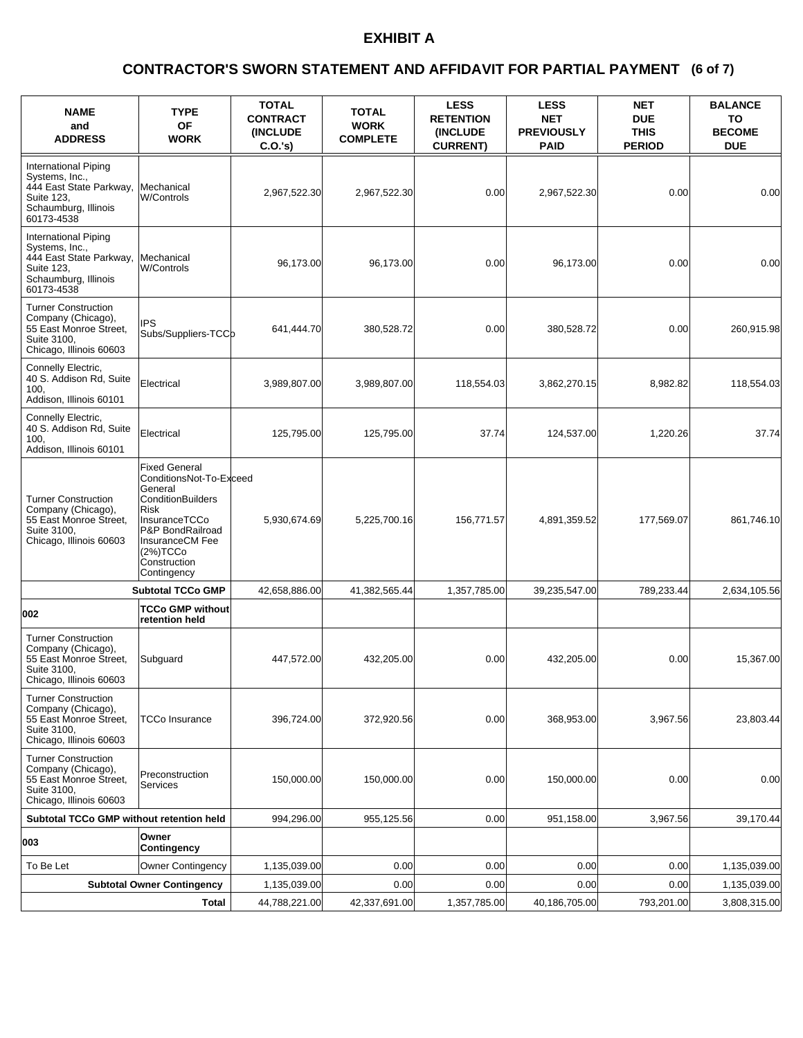# EXHIBIT A

## CONTRACTOR'S SWORN STATEMENT AND AFFIDAVIT FOR PARTIAL PAYMENT (6 of 7)

| NAME and ADDRESS | TYPE OF WORK | TOTAL CONTRACT (INCLUDE C.O.'s) | TOTAL WORK COMPLETE | LESS RETENTION (INCLUDE CURRENT) | LESS NET PREVIOUSLY PAID | NET DUE THIS PERIOD | BALANCE TO BECOME DUE |
|---|---|---|---|---|---|---|---|
| International Piping Systems, Inc., 444 East State Parkway, Suite 123, Schaumburg, Illinois 60173-4538 | Mechanical W/Controls | 2,967,522.30 | 2,967,522.30 | 0.00 | 2,967,522.30 | 0.00 | 0.00 |
| International Piping Systems, Inc., 444 East State Parkway, Suite 123, Schaumburg, Illinois 60173-4538 | Mechanical W/Controls | 96,173.00 | 96,173.00 | 0.00 | 96,173.00 | 0.00 | 0.00 |
| Turner Construction Company (Chicago), 55 East Monroe Street, Suite 3100, Chicago, Illinois 60603 | IPS Subs/Suppliers-TCCo | 641,444.70 | 380,528.72 | 0.00 | 380,528.72 | 0.00 | 260,915.98 |
| Connelly Electric, 40 S. Addison Rd, Suite 100, Addison, Illinois 60101 | Electrical | 3,989,807.00 | 3,989,807.00 | 118,554.03 | 3,862,270.15 | 8,982.82 | 118,554.03 |
| Connelly Electric, 40 S. Addison Rd, Suite 100, Addison, Illinois 60101 | Electrical | 125,795.00 | 125,795.00 | 37.74 | 124,537.00 | 1,220.26 | 37.74 |
| Turner Construction Company (Chicago), 55 East Monroe Street, Suite 3100, Chicago, Illinois 60603 | Fixed General ConditionsNot-To-Exceed General ConditionBuilders Risk InsuranceTCCo P&P BondRailroad InsuranceCM Fee (2%)TCCo Construction Contingency | 5,930,674.69 | 5,225,700.16 | 156,771.57 | 4,891,359.52 | 177,569.07 | 861,746.10 |
| | **Subtotal TCCo GMP** | 42,658,886.00 | 41,382,565.44 | 1,357,785.00 | 39,235,547.00 | 789,233.44 | 2,634,105.56 |
| **002** | **TCCo GMP without retention held** | | | | | | |
| Turner Construction Company (Chicago), 55 East Monroe Street, Suite 3100, Chicago, Illinois 60603 | Subguard | 447,572.00 | 432,205.00 | 0.00 | 432,205.00 | 0.00 | 15,367.00 |
| Turner Construction Company (Chicago), 55 East Monroe Street, Suite 3100, Chicago, Illinois 60603 | TCCo Insurance | 396,724.00 | 372,920.56 | 0.00 | 368,953.00 | 3,967.56 | 23,803.44 |
| Turner Construction Company (Chicago), 55 East Monroe Street, Suite 3100, Chicago, Illinois 60603 | Preconstruction Services | 150,000.00 | 150,000.00 | 0.00 | 150,000.00 | 0.00 | 0.00 |
| **Subtotal TCCo GMP without retention held** | | 994,296.00 | 955,125.56 | 0.00 | 951,158.00 | 3,967.56 | 39,170.44 |
| **003** | **Owner Contingency** | | | | | | |
| To Be Let | Owner Contingency | 1,135,039.00 | 0.00 | 0.00 | 0.00 | 0.00 | 1,135,039.00 |
| | **Subtotal Owner Contingency** | 1,135,039.00 | 0.00 | 0.00 | 0.00 | 0.00 | 1,135,039.00 |
| | **Total** | 44,788,221.00 | 42,337,691.00 | 1,357,785.00 | 40,186,705.00 | 793,201.00 | 3,808,315.00 |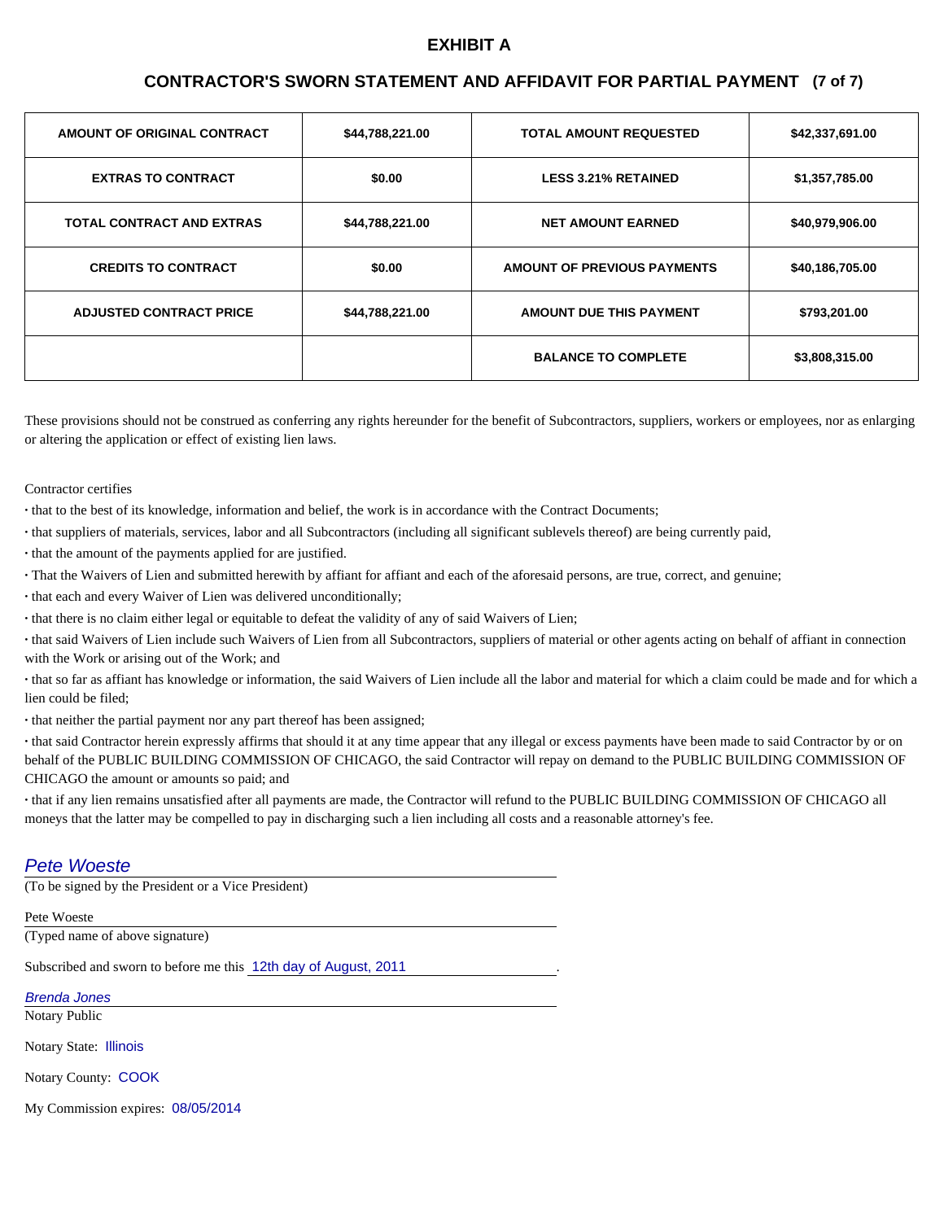# EXHIBIT A

## CONTRACTOR'S SWORN STATEMENT AND AFFIDAVIT FOR PARTIAL PAYMENT (7 of 7)

| | | | |
|---|---|---|---|
| **AMOUNT OF ORIGINAL CONTRACT** | **$44,788,221.00** | **TOTAL AMOUNT REQUESTED** | **$42,337,691.00** |
| **EXTRAS TO CONTRACT** | **$0.00** | **LESS 3.21% RETAINED** | **$1,357,785.00** |
| **TOTAL CONTRACT AND EXTRAS** | **$44,788,221.00** | **NET AMOUNT EARNED** | **$40,979,906.00** |
| **CREDITS TO CONTRACT** | **$0.00** | **AMOUNT OF PREVIOUS PAYMENTS** | **$40,186,705.00** |
| **ADJUSTED CONTRACT PRICE** | **$44,788,221.00** | **AMOUNT DUE THIS PAYMENT** | **$793,201.00** |
| | | **BALANCE TO COMPLETE** | **$3,808,315.00** |

These provisions should not be construed as conferring any rights hereunder for the benefit of Subcontractors, suppliers, workers or employees, nor as enlarging or altering the application or effect of existing lien laws.

Contractor certifies

- that to the best of its knowledge, information and belief, the work is in accordance with the Contract Documents;
- that suppliers of materials, services, labor and all Subcontractors (including all significant sublevels thereof) are being currently paid,
- that the amount of the payments applied for are justified.
- That the Waivers of Lien and submitted herewith by affiant for affiant and each of the aforesaid persons, are true, correct, and genuine;
- that each and every Waiver of Lien was delivered unconditionally;
- that there is no claim either legal or equitable to defeat the validity of any of said Waivers of Lien;
- that said Waivers of Lien include such Waivers of Lien from all Subcontractors, suppliers of material or other agents acting on behalf of affiant in connection with the Work or arising out of the Work; and
- that so far as affiant has knowledge or information, the said Waivers of Lien include all the labor and material for which a claim could be made and for which a lien could be filed;
- that neither the partial payment nor any part thereof has been assigned;
- that said Contractor herein expressly affirms that should it at any time appear that any illegal or excess payments have been made to said Contractor by or on behalf of the PUBLIC BUILDING COMMISSION OF CHICAGO, the said Contractor will repay on demand to the PUBLIC BUILDING COMMISSION OF CHICAGO the amount or amounts so paid; and
- that if any lien remains unsatisfied after all payments are made, the Contractor will refund to the PUBLIC BUILDING COMMISSION OF CHICAGO all moneys that the latter may be compelled to pay in discharging such a lien including all costs and a reasonable attorney's fee.

*Pete Woeste*

(To be signed by the President or a Vice President)

Pete Woeste

(Typed name of above signature)

Subscribed and sworn to before me this 12th day of August, 2011.

*Brenda Jones*

Notary Public

Notary State: Illinois

Notary County: COOK

My Commission expires: 08/05/2014